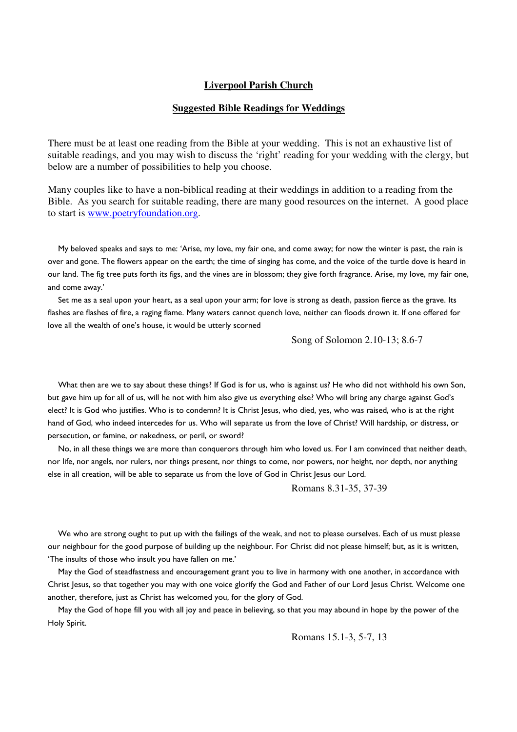**Liverpool Parish Church**

**Suggested Bible Readings for Weddings**

There must be at least one reading from the Bible at your wedding. This is not an exhaustive list of suitable readings, and you may wish to discuss the 'right' reading for your wedding with the clergy, but below are a number of possibilities to help you choose.

Many couples like to have a non-biblical reading at their weddings in addition to a reading from the Bible. As you search for suitable reading, there are many good resources on the internet. A good place to start is [www.poetryfoundation.org](http://www.poetryfoundation.org).

My beloved speaks and says to me: 'Arise, my love, my fair one, and come away; for now the winter is past, the rain is over and gone. The flowers appear on the earth; the time of singing has come, and the voice of the turtle dove is heard in our land. The fig tree puts forth its figs, and the vines are in blossom; they give forth fragrance. Arise, my love, my fair one, and come away.'

Set me as a seal upon your heart, as a seal upon your arm; for love is strong as death, passion fierce as the grave. Its flashes are flashes of fire, a raging flame. Many waters cannot quench love, neither can floods drown it. If one offered for love all the wealth of one's house, it would be utterly scorned

Song of Solomon 2.10-13; 8.6-7

What then are we to say about these things? If God is for us, who is against us? He who did not withhold his own Son, but gave him up for all of us, will he not with him also give us everything else? Who will bring any charge against God's elect? It is God who justifies. Who is to condemn? It is Christ Jesus, who died, yes, who was raised, who is at the right hand of God, who indeed intercedes for us. Who will separate us from the love of Christ? Will hardship, or distress, or persecution, or famine, or nakedness, or peril, or sword?

No, in all these things we are more than conquerors through him who loved us. For I am convinced that neither death, nor life, nor angels, nor rulers, nor things present, nor things to come, nor powers, nor height, nor depth, nor anything else in all creation, will be able to separate us from the love of God in Christ Jesus our Lord.

Romans 8.31-35, 37-39

We who are strong ought to put up with the failings of the weak, and not to please ourselves. Each of us must please our neighbour for the good purpose of building up the neighbour. For Christ did not please himself; but, as it is written, 'The insults of those who insult you have fallen on me.'

May the God of steadfastness and encouragement grant you to live in harmony with one another, in accordance with Christ Jesus, so that together you may with one voice glorify the God and Father of our Lord Jesus Christ. Welcome one another, therefore, just as Christ has welcomed you, for the glory of God.

May the God of hope fill you with all joy and peace in believing, so that you may abound in hope by the power of the Holy Spirit.

Romans 15.1-3, 5-7, 13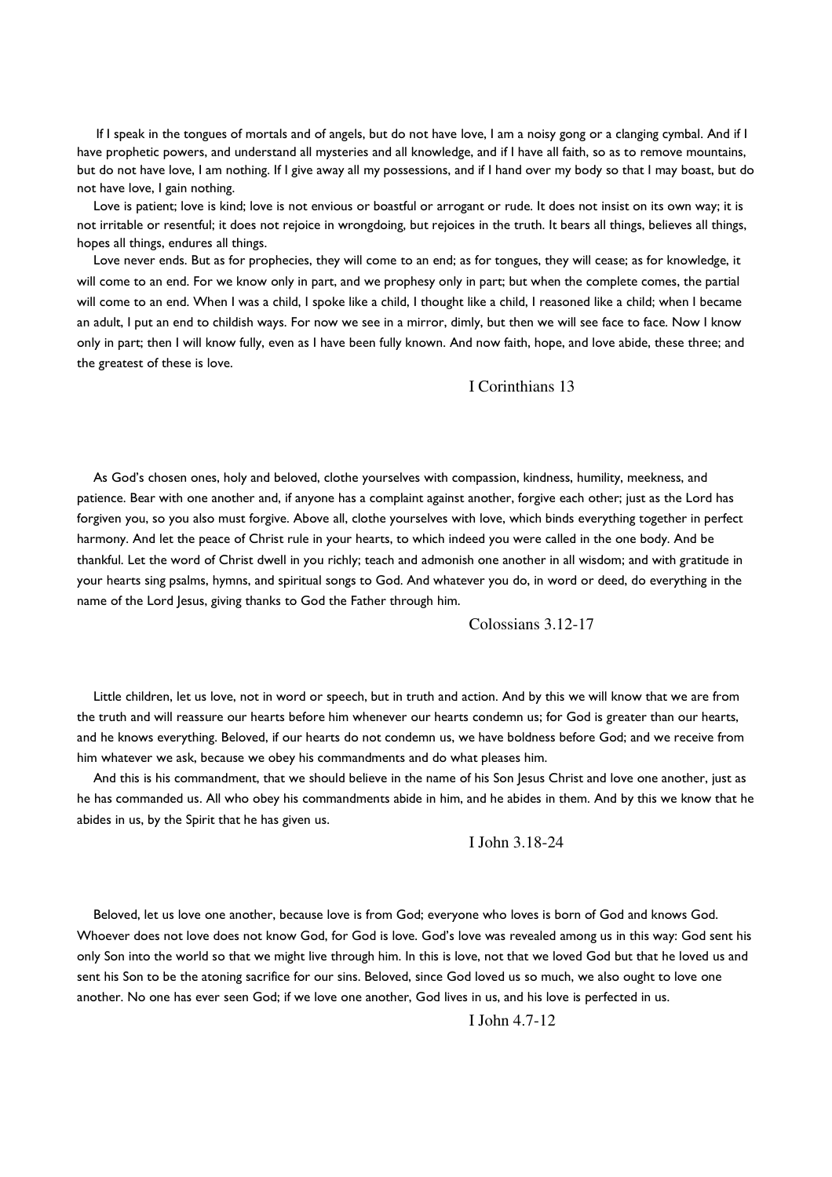If I speak in the tongues of mortals and of angels, but do not have love, I am a noisy gong or a clanging cymbal. And if I have prophetic powers, and understand all mysteries and all knowledge, and if I have all faith, so as to remove mountains, but do not have love, I am nothing. If I give away all my possessions, and if I hand over my body so that I may boast, but do not have love, I gain nothing.

Love is patient; love is kind; love is not envious or boastful or arrogant or rude. It does not insist on its own way; it is not irritable or resentful; it does not rejoice in wrongdoing, but rejoices in the truth. It bears all things, believes all things, hopes all things, endures all things.

Love never ends. But as for prophecies, they will come to an end; as for tongues, they will cease; as for knowledge, it will come to an end. For we know only in part, and we prophesy only in part; but when the complete comes, the partial will come to an end. When I was a child, I spoke like a child, I thought like a child, I reasoned like a child; when I became an adult, I put an end to childish ways. For now we see in a mirror, dimly, but then we will see face to face. Now I know only in part; then I will know fully, even as I have been fully known. And now faith, hope, and love abide, these three; and the greatest of these is love.

I Corinthians 13

As God's chosen ones, holy and beloved, clothe yourselves with compassion, kindness, humility, meekness, and patience. Bear with one another and, if anyone has a complaint against another, forgive each other; just as the Lord has forgiven you, so you also must forgive. Above all, clothe yourselves with love, which binds everything together in perfect harmony. And let the peace of Christ rule in your hearts, to which indeed you were called in the one body. And be thankful. Let the word of Christ dwell in you richly; teach and admonish one another in all wisdom; and with gratitude in your hearts sing psalms, hymns, and spiritual songs to God. And whatever you do, in word or deed, do everything in the name of the Lord Jesus, giving thanks to God the Father through him.

Colossians 3.12-17

Little children, let us love, not in word or speech, but in truth and action. And by this we will know that we are from the truth and will reassure our hearts before him whenever our hearts condemn us; for God is greater than our hearts, and he knows everything. Beloved, if our hearts do not condemn us, we have boldness before God; and we receive from him whatever we ask, because we obey his commandments and do what pleases him.

And this is his commandment, that we should believe in the name of his Son Jesus Christ and love one another, just as he has commanded us. All who obey his commandments abide in him, and he abides in them. And by this we know that he abides in us, by the Spirit that he has given us.

I John 3.18-24

Beloved, let us love one another, because love is from God; everyone who loves is born of God and knows God. Whoever does not love does not know God, for God is love. God's love was revealed among us in this way: God sent his only Son into the world so that we might live through him. In this is love, not that we loved God but that he loved us and sent his Son to be the atoning sacrifice for our sins. Beloved, since God loved us so much, we also ought to love one another. No one has ever seen God; if we love one another, God lives in us, and his love is perfected in us.

I John 4.7-12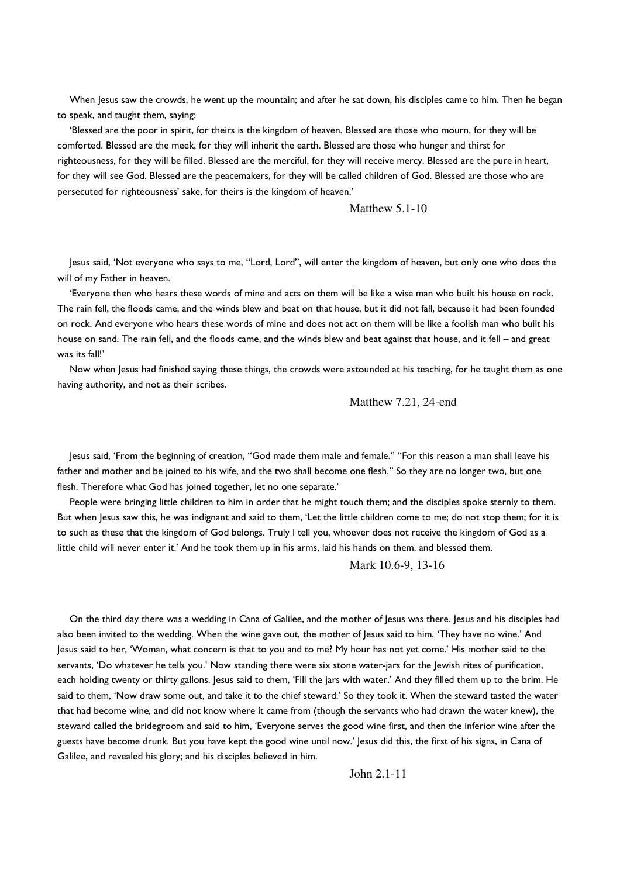When Jesus saw the crowds, he went up the mountain; and after he sat down, his disciples came to him. Then he began to speak, and taught them, saying:

'Blessed are the poor in spirit, for theirs is the kingdom of heaven. Blessed are those who mourn, for they will be comforted. Blessed are the meek, for they will inherit the earth. Blessed are those who hunger and thirst for righteousness, for they will be filled. Blessed are the merciful, for they will receive mercy. Blessed are the pure in heart, for they will see God. Blessed are the peacemakers, for they will be called children of God. Blessed are those who are persecuted for righteousness' sake, for theirs is the kingdom of heaven.'

Matthew 5.1-10

Jesus said, 'Not everyone who says to me, "Lord, Lord", will enter the kingdom of heaven, but only one who does the will of my Father in heaven.

'Everyone then who hears these words of mine and acts on them will be like a wise man who built his house on rock. The rain fell, the floods came, and the winds blew and beat on that house, but it did not fall, because it had been founded on rock. And everyone who hears these words of mine and does not act on them will be like a foolish man who built his house on sand. The rain fell, and the floods came, and the winds blew and beat against that house, and it fell – and great was its fall!'

Now when Jesus had finished saying these things, the crowds were astounded at his teaching, for he taught them as one having authority, and not as their scribes.

Matthew 7.21, 24-end

Jesus said, 'From the beginning of creation, "God made them male and female." "For this reason a man shall leave his father and mother and be joined to his wife, and the two shall become one flesh." So they are no longer two, but one flesh. Therefore what God has joined together, let no one separate.'

People were bringing little children to him in order that he might touch them; and the disciples spoke sternly to them. But when Jesus saw this, he was indignant and said to them, 'Let the little children come to me; do not stop them; for it is to such as these that the kingdom of God belongs. Truly I tell you, whoever does not receive the kingdom of God as a little child will never enter it.' And he took them up in his arms, laid his hands on them, and blessed them.

Mark 10.6-9, 13-16

On the third day there was a wedding in Cana of Galilee, and the mother of Jesus was there. Jesus and his disciples had also been invited to the wedding. When the wine gave out, the mother of Jesus said to him, 'They have no wine.' And Jesus said to her, 'Woman, what concern is that to you and to me? My hour has not yet come.' His mother said to the servants, 'Do whatever he tells you.' Now standing there were six stone water-jars for the Jewish rites of purification, each holding twenty or thirty gallons. Jesus said to them, 'Fill the jars with water.' And they filled them up to the brim. He said to them, 'Now draw some out, and take it to the chief steward.' So they took it. When the steward tasted the water that had become wine, and did not know where it came from (though the servants who had drawn the water knew), the steward called the bridegroom and said to him, 'Everyone serves the good wine first, and then the inferior wine after the guests have become drunk. But you have kept the good wine until now.' Jesus did this, the first of his signs, in Cana of Galilee, and revealed his glory; and his disciples believed in him.

John 2.1-11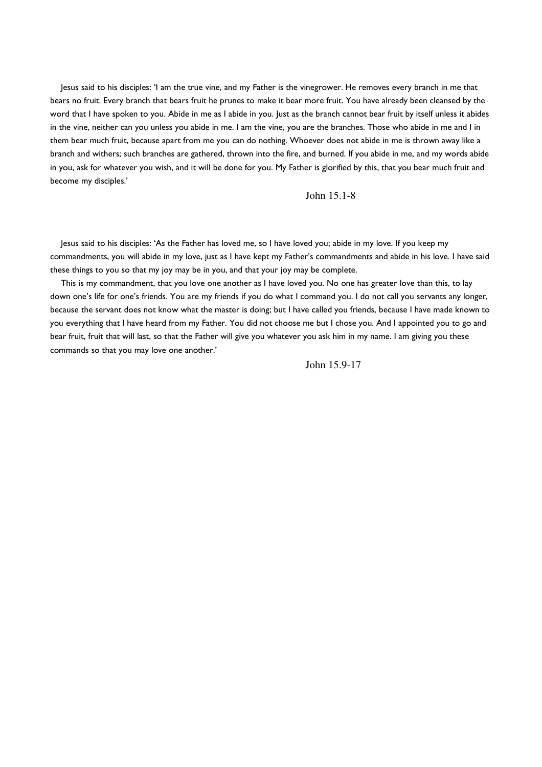Jesus said to his disciples: 'I am the true vine, and my Father is the vinegrower. He removes every branch in me that bears no fruit. Every branch that bears fruit he prunes to make it bear more fruit. You have already been cleansed by the word that I have spoken to you. Abide in me as I abide in you. Just as the branch cannot bear fruit by itself unless it abides in the vine, neither can you unless you abide in me. I am the vine, you are the branches. Those who abide in me and I in them bear much fruit, because apart from me you can do nothing. Whoever does not abide in me is thrown away like a branch and withers; such branches are gathered, thrown into the fire, and burned. If you abide in me, and my words abide in you, ask for whatever you wish, and it will be done for you. My Father is glorified by this, that you bear much fruit and become my disciples.'

John 15.1-8

Jesus said to his disciples: 'As the Father has loved me, so I have loved you; abide in my love. If you keep my commandments, you will abide in my love, just as I have kept my Father's commandments and abide in his love. I have said these things to you so that my joy may be in you, and that your joy may be complete.

This is my commandment, that you love one another as I have loved you. No one has greater love than this, to lay down one's life for one's friends. You are my friends if you do what I command you. I do not call you servants any longer, because the servant does not know what the master is doing; but I have called you friends, because I have made known to you everything that I have heard from my Father. You did not choose me but I chose you. And I appointed you to go and bear fruit, fruit that will last, so that the Father will give you whatever you ask him in my name. I am giving you these commands so that you may love one another.'

John 15.9-17